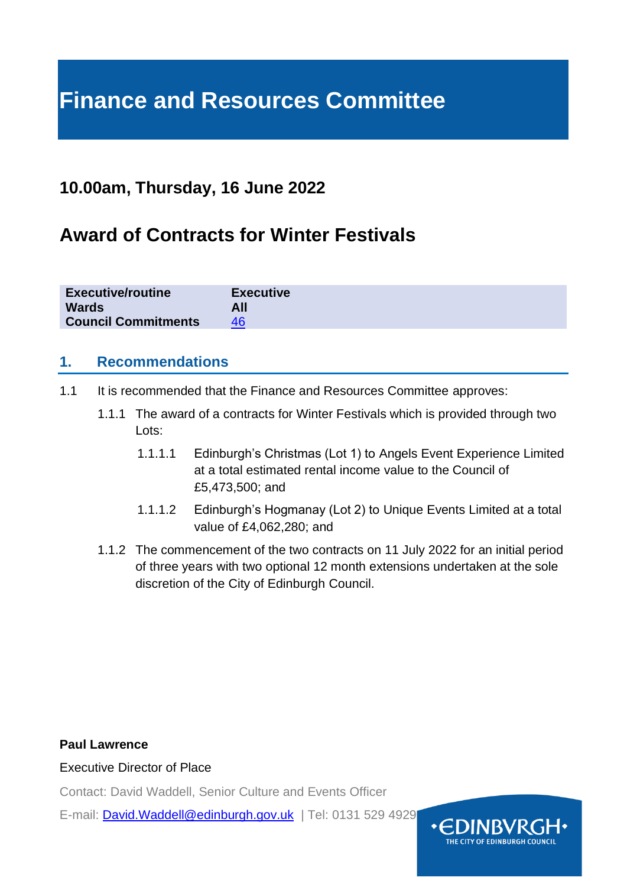# Finance and Resources Committee

## 10.00am, Thursday, 16 June 2022

## Award of Contracts for Winter Festivals

| | |
|---|---|
| **Executive/routine** | **Executive** |
| **Wards** | **All** |
| **Council Commitments** | 46 |

### 1. Recommendations

1.1 It is recommended that the Finance and Resources Committee approves:

1.1.1 The award of a contracts for Winter Festivals which is provided through two Lots:

1.1.1.1 Edinburgh's Christmas (Lot 1) to Angels Event Experience Limited at a total estimated rental income value to the Council of £5,473,500; and

1.1.1.2 Edinburgh's Hogmanay (Lot 2) to Unique Events Limited at a total value of £4,062,280; and

1.1.2 The commencement of the two contracts on 11 July 2022 for an initial period of three years with two optional 12 month extensions undertaken at the sole discretion of the City of Edinburgh Council.

**Paul Lawrence**

Executive Director of Place

Contact: David Waddell, Senior Culture and Events Officer

E-mail: David.Waddell@edinburgh.gov.uk | Tel: 0131 529 4929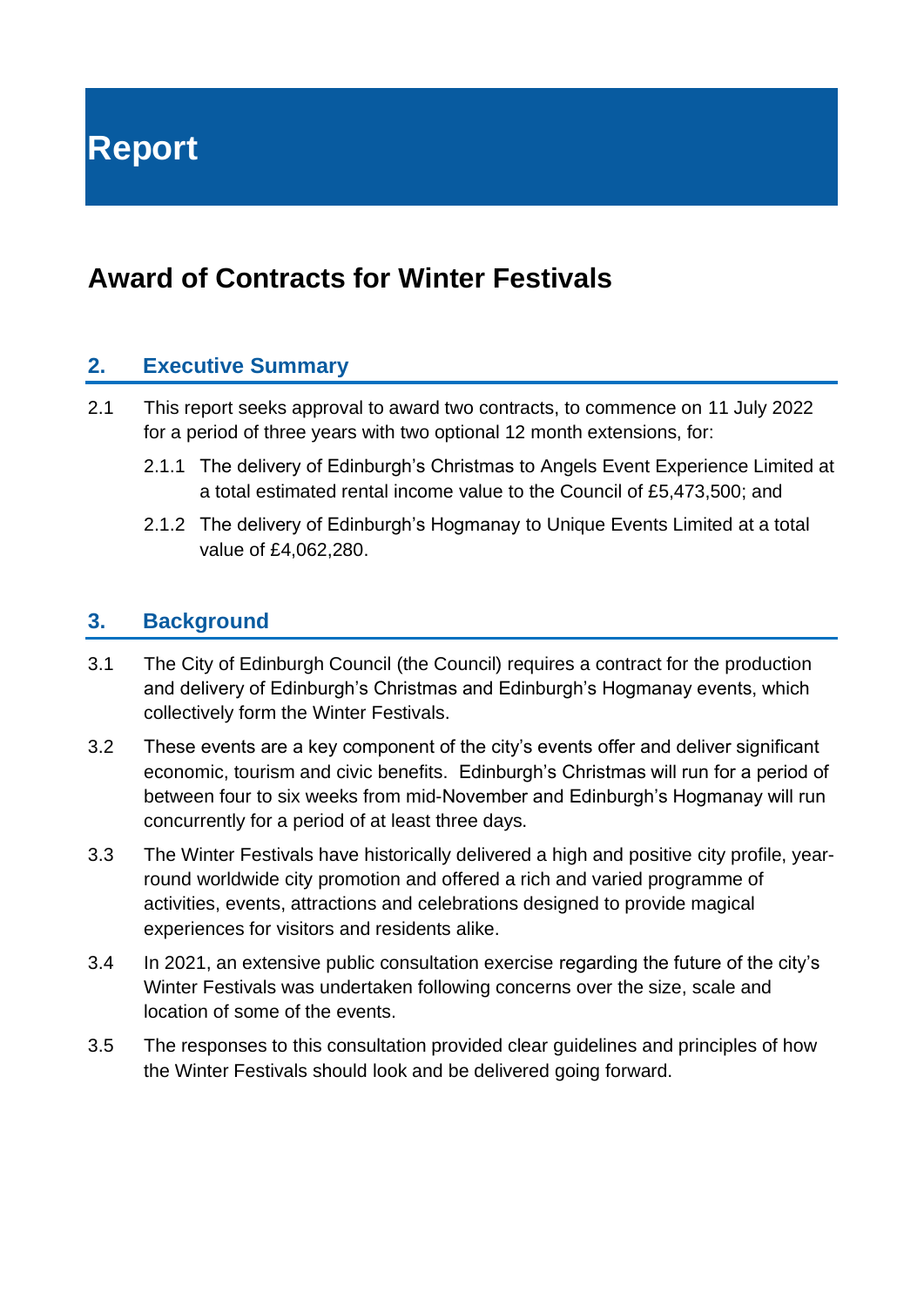# Report

## Award of Contracts for Winter Festivals

### 2. Executive Summary

2.1 This report seeks approval to award two contracts, to commence on 11 July 2022 for a period of three years with two optional 12 month extensions, for:

2.1.1 The delivery of Edinburgh's Christmas to Angels Event Experience Limited at a total estimated rental income value to the Council of £5,473,500; and

2.1.2 The delivery of Edinburgh's Hogmanay to Unique Events Limited at a total value of £4,062,280.

### 3. Background

3.1 The City of Edinburgh Council (the Council) requires a contract for the production and delivery of Edinburgh's Christmas and Edinburgh's Hogmanay events, which collectively form the Winter Festivals.

3.2 These events are a key component of the city's events offer and deliver significant economic, tourism and civic benefits. Edinburgh's Christmas will run for a period of between four to six weeks from mid-November and Edinburgh's Hogmanay will run concurrently for a period of at least three days.

3.3 The Winter Festivals have historically delivered a high and positive city profile, year-round worldwide city promotion and offered a rich and varied programme of activities, events, attractions and celebrations designed to provide magical experiences for visitors and residents alike.

3.4 In 2021, an extensive public consultation exercise regarding the future of the city's Winter Festivals was undertaken following concerns over the size, scale and location of some of the events.

3.5 The responses to this consultation provided clear guidelines and principles of how the Winter Festivals should look and be delivered going forward.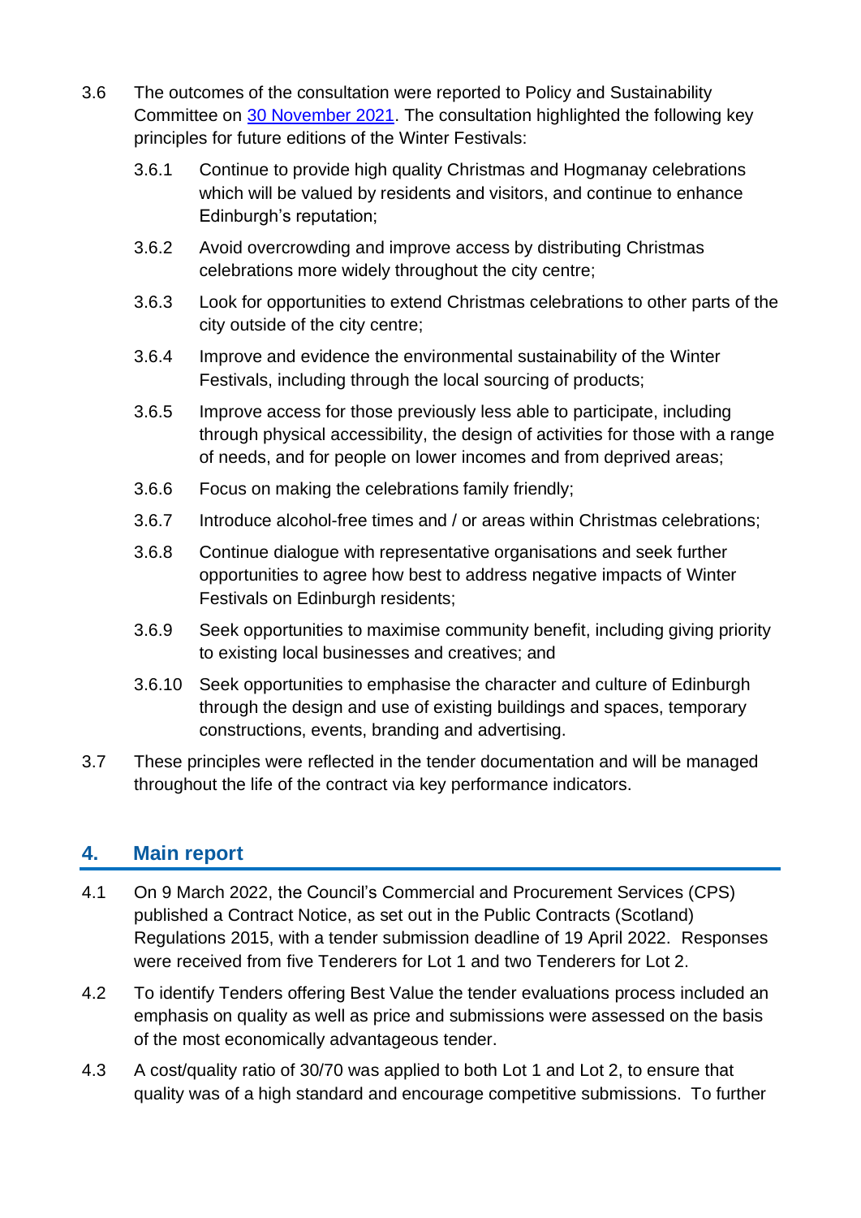3.6 The outcomes of the consultation were reported to Policy and Sustainability Committee on [30 November 2021](). The consultation highlighted the following key principles for future editions of the Winter Festivals:

- 3.6.1 Continue to provide high quality Christmas and Hogmanay celebrations which will be valued by residents and visitors, and continue to enhance Edinburgh's reputation;
- 3.6.2 Avoid overcrowding and improve access by distributing Christmas celebrations more widely throughout the city centre;
- 3.6.3 Look for opportunities to extend Christmas celebrations to other parts of the city outside of the city centre;
- 3.6.4 Improve and evidence the environmental sustainability of the Winter Festivals, including through the local sourcing of products;
- 3.6.5 Improve access for those previously less able to participate, including through physical accessibility, the design of activities for those with a range of needs, and for people on lower incomes and from deprived areas;
- 3.6.6 Focus on making the celebrations family friendly;
- 3.6.7 Introduce alcohol-free times and / or areas within Christmas celebrations;
- 3.6.8 Continue dialogue with representative organisations and seek further opportunities to agree how best to address negative impacts of Winter Festivals on Edinburgh residents;
- 3.6.9 Seek opportunities to maximise community benefit, including giving priority to existing local businesses and creatives; and
- 3.6.10 Seek opportunities to emphasise the character and culture of Edinburgh through the design and use of existing buildings and spaces, temporary constructions, events, branding and advertising.

3.7 These principles were reflected in the tender documentation and will be managed throughout the life of the contract via key performance indicators.

## 4. Main report

4.1 On 9 March 2022, the Council's Commercial and Procurement Services (CPS) published a Contract Notice, as set out in the Public Contracts (Scotland) Regulations 2015, with a tender submission deadline of 19 April 2022. Responses were received from five Tenderers for Lot 1 and two Tenderers for Lot 2.

4.2 To identify Tenders offering Best Value the tender evaluations process included an emphasis on quality as well as price and submissions were assessed on the basis of the most economically advantageous tender.

4.3 A cost/quality ratio of 30/70 was applied to both Lot 1 and Lot 2, to ensure that quality was of a high standard and encourage competitive submissions. To further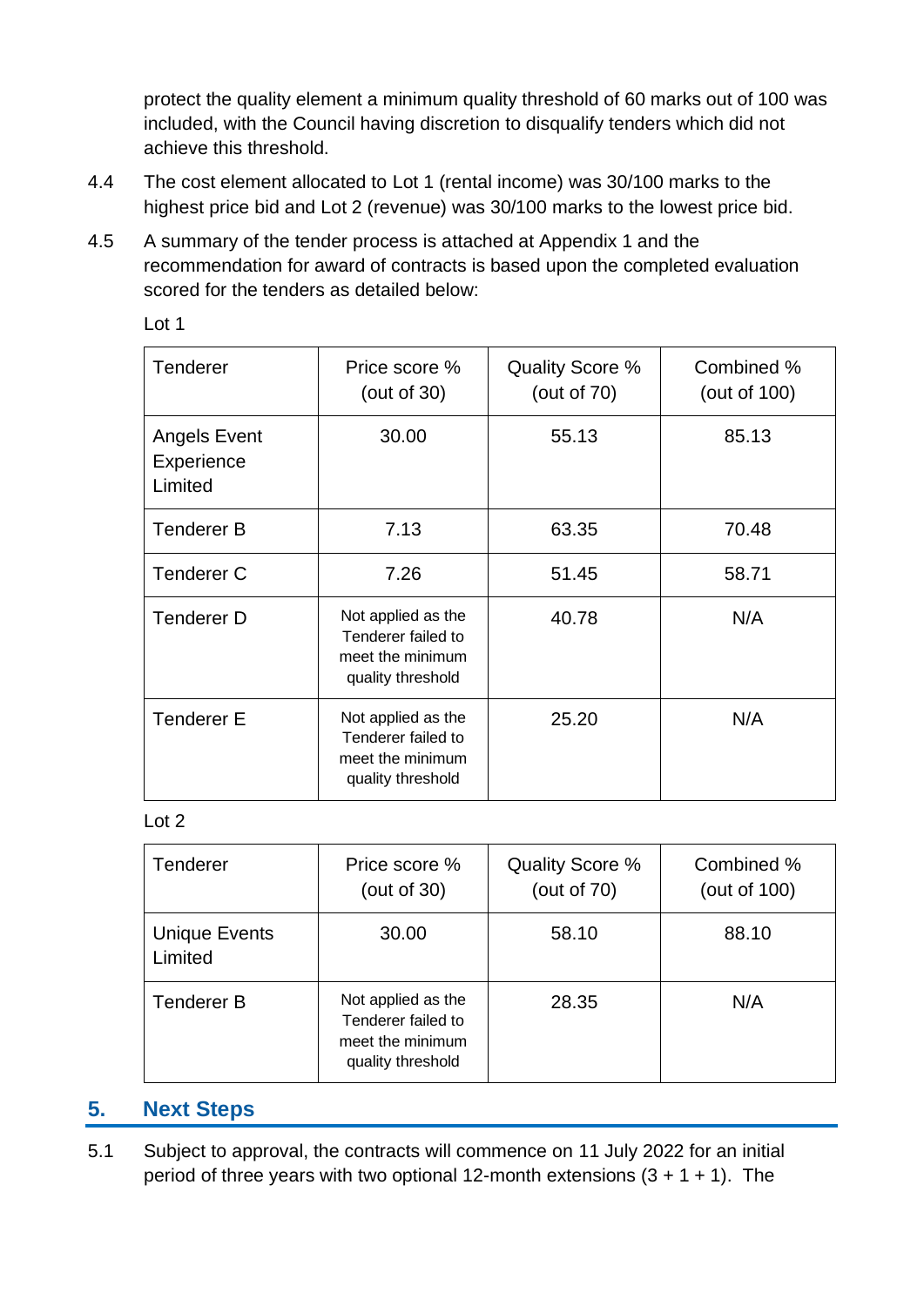protect the quality element a minimum quality threshold of 60 marks out of 100 was included, with the Council having discretion to disqualify tenders which did not achieve this threshold.

4.4 The cost element allocated to Lot 1 (rental income) was 30/100 marks to the highest price bid and Lot 2 (revenue) was 30/100 marks to the lowest price bid.

4.5 A summary of the tender process is attached at Appendix 1 and the recommendation for award of contracts is based upon the completed evaluation scored for the tenders as detailed below:

Lot 1

| Tenderer | Price score % (out of 30) | Quality Score % (out of 70) | Combined % (out of 100) |
|---|---|---|---|
| Angels Event Experience Limited | 30.00 | 55.13 | 85.13 |
| Tenderer B | 7.13 | 63.35 | 70.48 |
| Tenderer C | 7.26 | 51.45 | 58.71 |
| Tenderer D | Not applied as the Tenderer failed to meet the minimum quality threshold | 40.78 | N/A |
| Tenderer E | Not applied as the Tenderer failed to meet the minimum quality threshold | 25.20 | N/A |

Lot 2

| Tenderer | Price score % (out of 30) | Quality Score % (out of 70) | Combined % (out of 100) |
|---|---|---|---|
| Unique Events Limited | 30.00 | 58.10 | 88.10 |
| Tenderer B | Not applied as the Tenderer failed to meet the minimum quality threshold | 28.35 | N/A |

## 5. Next Steps

5.1 Subject to approval, the contracts will commence on 11 July 2022 for an initial period of three years with two optional 12-month extensions (3 + 1 + 1). The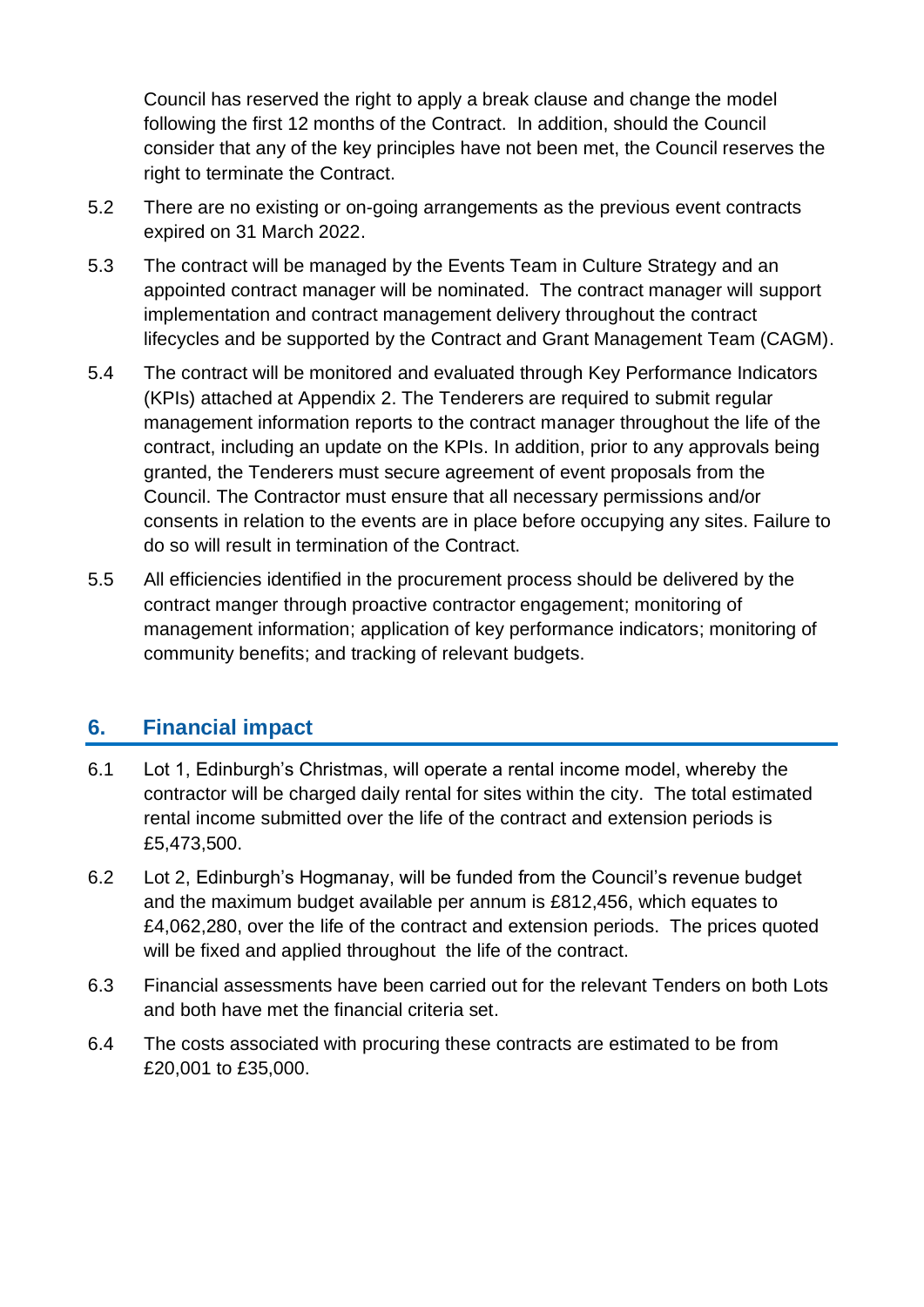Council has reserved the right to apply a break clause and change the model following the first 12 months of the Contract. In addition, should the Council consider that any of the key principles have not been met, the Council reserves the right to terminate the Contract.

5.2 There are no existing or on-going arrangements as the previous event contracts expired on 31 March 2022.

5.3 The contract will be managed by the Events Team in Culture Strategy and an appointed contract manager will be nominated. The contract manager will support implementation and contract management delivery throughout the contract lifecycles and be supported by the Contract and Grant Management Team (CAGM).

5.4 The contract will be monitored and evaluated through Key Performance Indicators (KPIs) attached at Appendix 2. The Tenderers are required to submit regular management information reports to the contract manager throughout the life of the contract, including an update on the KPIs. In addition, prior to any approvals being granted, the Tenderers must secure agreement of event proposals from the Council. The Contractor must ensure that all necessary permissions and/or consents in relation to the events are in place before occupying any sites. Failure to do so will result in termination of the Contract.

5.5 All efficiencies identified in the procurement process should be delivered by the contract manger through proactive contractor engagement; monitoring of management information; application of key performance indicators; monitoring of community benefits; and tracking of relevant budgets.

## 6. Financial impact

6.1 Lot 1, Edinburgh's Christmas, will operate a rental income model, whereby the contractor will be charged daily rental for sites within the city. The total estimated rental income submitted over the life of the contract and extension periods is £5,473,500.

6.2 Lot 2, Edinburgh's Hogmanay, will be funded from the Council's revenue budget and the maximum budget available per annum is £812,456, which equates to £4,062,280, over the life of the contract and extension periods. The prices quoted will be fixed and applied throughout the life of the contract.

6.3 Financial assessments have been carried out for the relevant Tenders on both Lots and both have met the financial criteria set.

6.4 The costs associated with procuring these contracts are estimated to be from £20,001 to £35,000.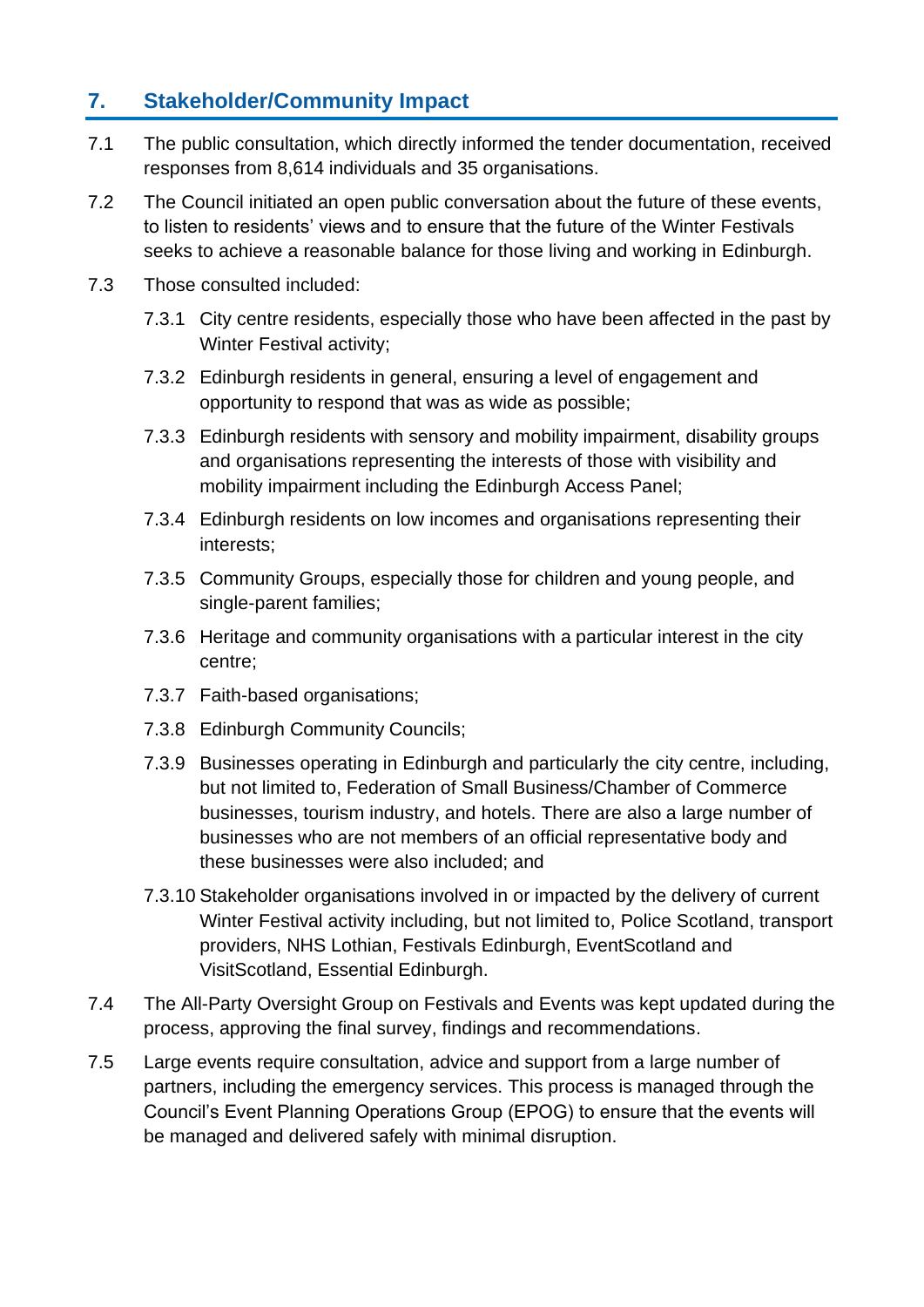## 7. Stakeholder/Community Impact

7.1 The public consultation, which directly informed the tender documentation, received responses from 8,614 individuals and 35 organisations.

7.2 The Council initiated an open public conversation about the future of these events, to listen to residents' views and to ensure that the future of the Winter Festivals seeks to achieve a reasonable balance for those living and working in Edinburgh.

7.3 Those consulted included:

- 7.3.1 City centre residents, especially those who have been affected in the past by Winter Festival activity;
- 7.3.2 Edinburgh residents in general, ensuring a level of engagement and opportunity to respond that was as wide as possible;
- 7.3.3 Edinburgh residents with sensory and mobility impairment, disability groups and organisations representing the interests of those with visibility and mobility impairment including the Edinburgh Access Panel;
- 7.3.4 Edinburgh residents on low incomes and organisations representing their interests;
- 7.3.5 Community Groups, especially those for children and young people, and single-parent families;
- 7.3.6 Heritage and community organisations with a particular interest in the city centre;
- 7.3.7 Faith-based organisations;
- 7.3.8 Edinburgh Community Councils;
- 7.3.9 Businesses operating in Edinburgh and particularly the city centre, including, but not limited to, Federation of Small Business/Chamber of Commerce businesses, tourism industry, and hotels. There are also a large number of businesses who are not members of an official representative body and these businesses were also included; and
- 7.3.10 Stakeholder organisations involved in or impacted by the delivery of current Winter Festival activity including, but not limited to, Police Scotland, transport providers, NHS Lothian, Festivals Edinburgh, EventScotland and VisitScotland, Essential Edinburgh.

7.4 The All-Party Oversight Group on Festivals and Events was kept updated during the process, approving the final survey, findings and recommendations.

7.5 Large events require consultation, advice and support from a large number of partners, including the emergency services. This process is managed through the Council's Event Planning Operations Group (EPOG) to ensure that the events will be managed and delivered safely with minimal disruption.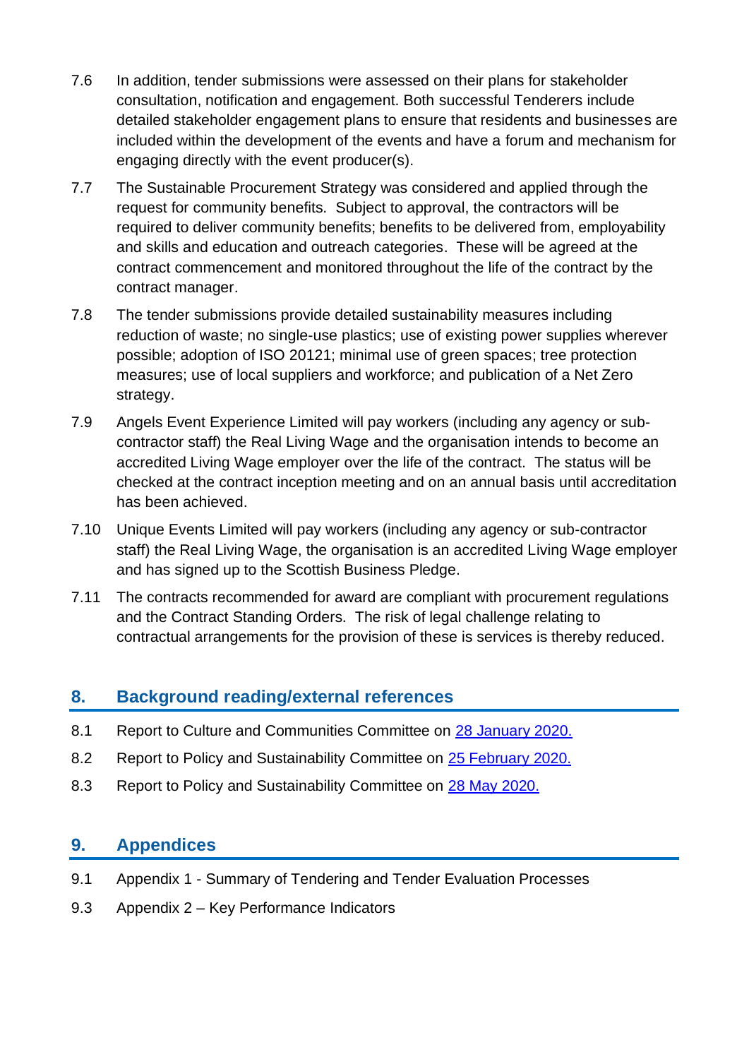7.6 In addition, tender submissions were assessed on their plans for stakeholder consultation, notification and engagement. Both successful Tenderers include detailed stakeholder engagement plans to ensure that residents and businesses are included within the development of the events and have a forum and mechanism for engaging directly with the event producer(s).

7.7 The Sustainable Procurement Strategy was considered and applied through the request for community benefits. Subject to approval, the contractors will be required to deliver community benefits; benefits to be delivered from, employability and skills and education and outreach categories. These will be agreed at the contract commencement and monitored throughout the life of the contract by the contract manager.

7.8 The tender submissions provide detailed sustainability measures including reduction of waste; no single-use plastics; use of existing power supplies wherever possible; adoption of ISO 20121; minimal use of green spaces; tree protection measures; use of local suppliers and workforce; and publication of a Net Zero strategy.

7.9 Angels Event Experience Limited will pay workers (including any agency or sub-contractor staff) the Real Living Wage and the organisation intends to become an accredited Living Wage employer over the life of the contract. The status will be checked at the contract inception meeting and on an annual basis until accreditation has been achieved.

7.10 Unique Events Limited will pay workers (including any agency or sub-contractor staff) the Real Living Wage, the organisation is an accredited Living Wage employer and has signed up to the Scottish Business Pledge.

7.11 The contracts recommended for award are compliant with procurement regulations and the Contract Standing Orders. The risk of legal challenge relating to contractual arrangements for the provision of these is services is thereby reduced.

## 8. Background reading/external references

8.1 Report to Culture and Communities Committee on [28 January 2020.]

8.2 Report to Policy and Sustainability Committee on [25 February 2020.]

8.3 Report to Policy and Sustainability Committee on [28 May 2020.]

## 9. Appendices

9.1 Appendix 1 - Summary of Tendering and Tender Evaluation Processes

9.3 Appendix 2 – Key Performance Indicators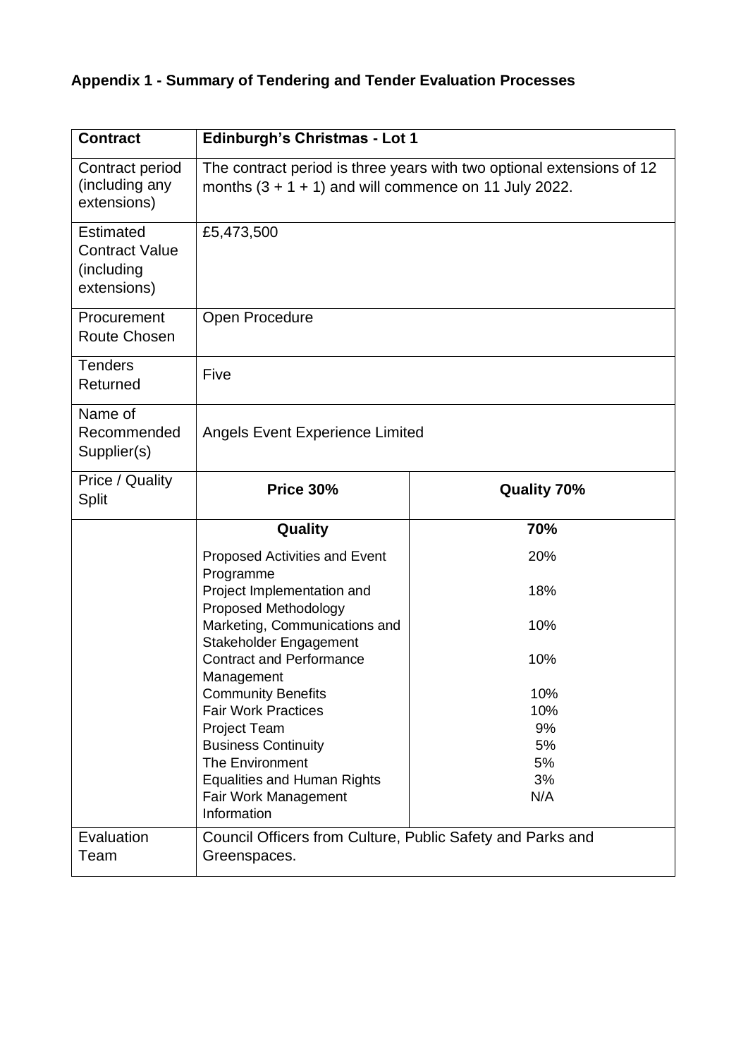**Appendix 1 - Summary of Tendering and Tender Evaluation Processes**

| Contract | Edinburgh's Christmas - Lot 1 | |
|---|---|---|
| Contract period (including any extensions) | The contract period is three years with two optional extensions of 12 months (3 + 1 + 1) and will commence on 11 July 2022. | |
| Estimated Contract Value (including extensions) | £5,473,500 | |
| Procurement Route Chosen | Open Procedure | |
| Tenders Returned | Five | |
| Name of Recommended Supplier(s) | Angels Event Experience Limited | |
| Price / Quality Split | **Price 30%** | **Quality 70%** |
| | **Quality** | **70%** |
| | Proposed Activities and Event Programme | 20% |
| | Project Implementation and Proposed Methodology | 18% |
| | Marketing, Communications and Stakeholder Engagement | 10% |
| | Contract and Performance Management | 10% |
| | Community Benefits | 10% |
| | Fair Work Practices | 10% |
| | Project Team | 9% |
| | Business Continuity | 5% |
| | The Environment | 5% |
| | Equalities and Human Rights | 3% |
| | Fair Work Management Information | N/A |
| Evaluation Team | Council Officers from Culture, Public Safety and Parks and Greenspaces. | |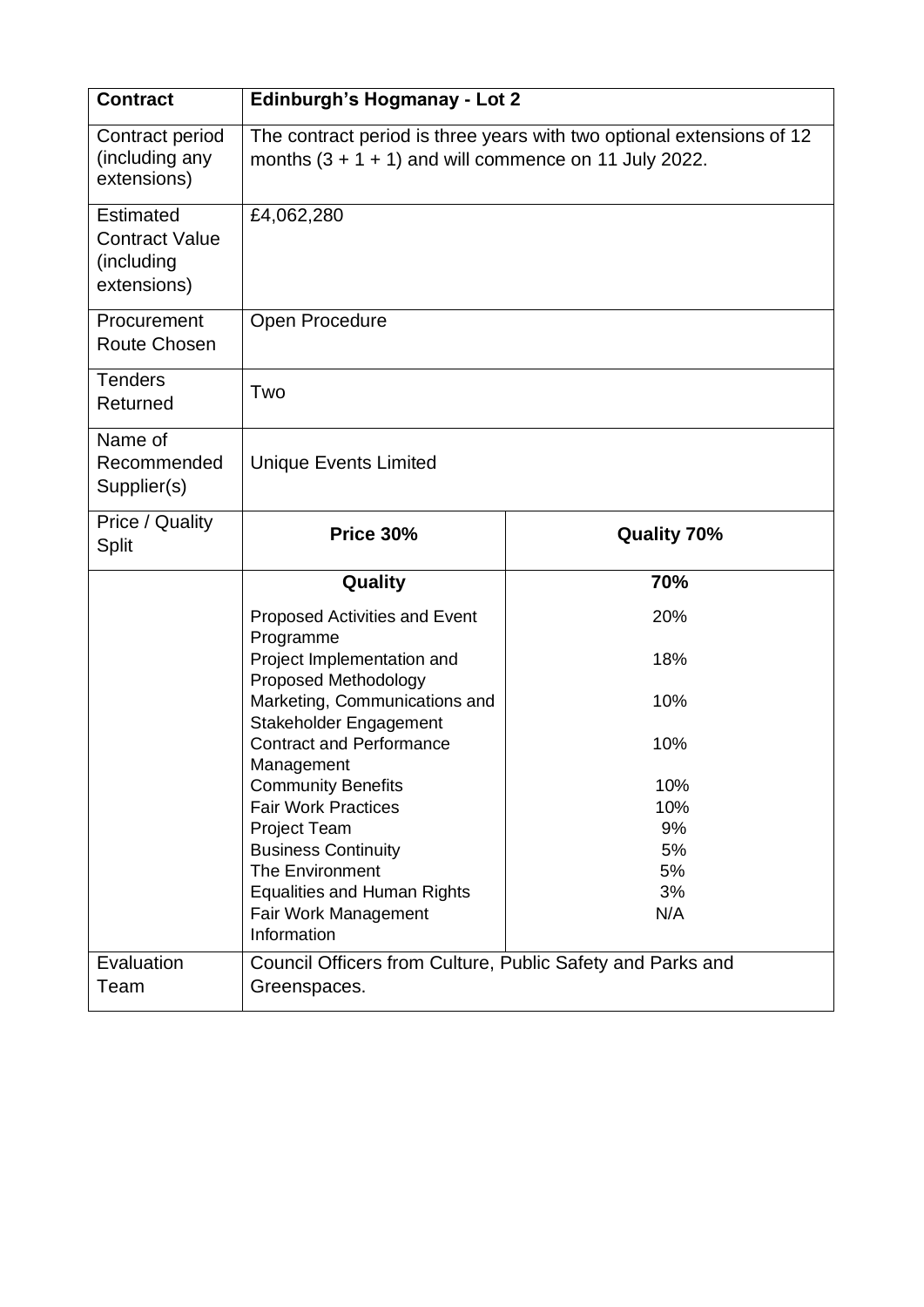| Contract | Edinburgh's Hogmanay - Lot 2 | |
|---|---|---|
| Contract period (including any extensions) | The contract period is three years with two optional extensions of 12 months (3 + 1 + 1) and will commence on 11 July 2022. | |
| Estimated Contract Value (including extensions) | £4,062,280 | |
| Procurement Route Chosen | Open Procedure | |
| Tenders Returned | Two | |
| Name of Recommended Supplier(s) | Unique Events Limited | |
| Price / Quality Split | **Price 30%** | **Quality 70%** |
| | **Quality** | **70%** |
| | Proposed Activities and Event Programme | 20% |
| | Project Implementation and Proposed Methodology | 18% |
| | Marketing, Communications and Stakeholder Engagement | 10% |
| | Contract and Performance Management | 10% |
| | Community Benefits | 10% |
| | Fair Work Practices | 10% |
| | Project Team | 9% |
| | Business Continuity | 5% |
| | The Environment | 5% |
| | Equalities and Human Rights | 3% |
| | Fair Work Management Information | N/A |
| Evaluation Team | Council Officers from Culture, Public Safety and Parks and Greenspaces. | |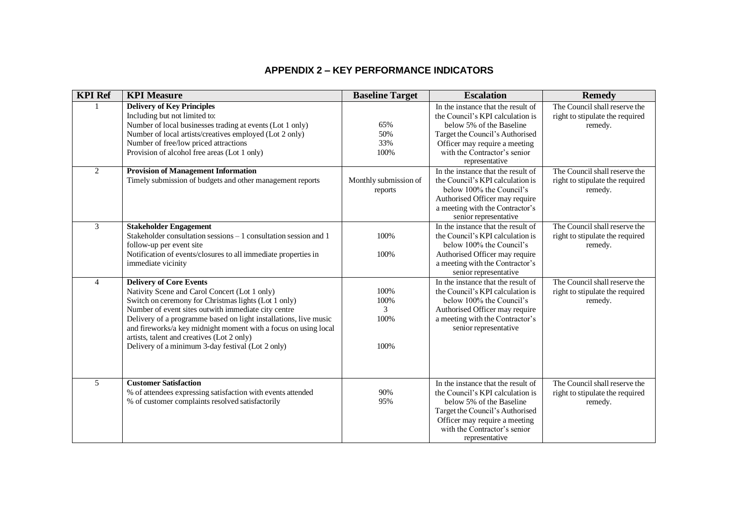## APPENDIX 2 – KEY PERFORMANCE INDICATORS

| KPI Ref | KPI Measure | Baseline Target | Escalation | Remedy |
|---|---|---|---|---|
| 1 | **Delivery of Key Principles**<br>Including but not limited to:<br>Number of local businesses trading at events (Lot 1 only)<br>Number of local artists/creatives employed (Lot 2 only)<br>Number of free/low priced attractions<br>Provision of alcohol free areas (Lot 1 only) | <br><br>65%<br>50%<br>33%<br>100% | In the instance that the result of the Council's KPI calculation is below 5% of the Baseline Target the Council's Authorised Officer may require a meeting with the Contractor's senior representative | The Council shall reserve the right to stipulate the required remedy. |
| 2 | **Provision of Management Information**<br>Timely submission of budgets and other management reports | Monthly submission of reports | In the instance that the result of the Council's KPI calculation is below 100% the Council's Authorised Officer may require a meeting with the Contractor's senior representative | The Council shall reserve the right to stipulate the required remedy. |
| 3 | **Stakeholder Engagement**<br>Stakeholder consultation sessions – 1 consultation session and 1 follow-up per event site<br>Notification of events/closures to all immediate properties in immediate vicinity | 100%<br><br>100% | In the instance that the result of the Council's KPI calculation is below 100% the Council's Authorised Officer may require a meeting with the Contractor's senior representative | The Council shall reserve the right to stipulate the required remedy. |
| 4 | **Delivery of Core Events**<br>Nativity Scene and Carol Concert (Lot 1 only)<br>Switch on ceremony for Christmas lights (Lot 1 only)<br>Number of event sites outwith immediate city centre<br>Delivery of a programme based on light installations, live music and fireworks/a key midnight moment with a focus on using local artists, talent and creatives (Lot 2 only)<br>Delivery of a minimum 3-day festival (Lot 2 only) | 100%<br>100%<br>3<br>100%<br><br><br>100% | In the instance that the result of the Council's KPI calculation is below 100% the Council's Authorised Officer may require a meeting with the Contractor's senior representative | The Council shall reserve the right to stipulate the required remedy. |
| 5 | **Customer Satisfaction**<br>% of attendees expressing satisfaction with events attended<br>% of customer complaints resolved satisfactorily | 90%<br>95% | In the instance that the result of the Council's KPI calculation is below 5% of the Baseline Target the Council's Authorised Officer may require a meeting with the Contractor's senior representative | The Council shall reserve the right to stipulate the required remedy. |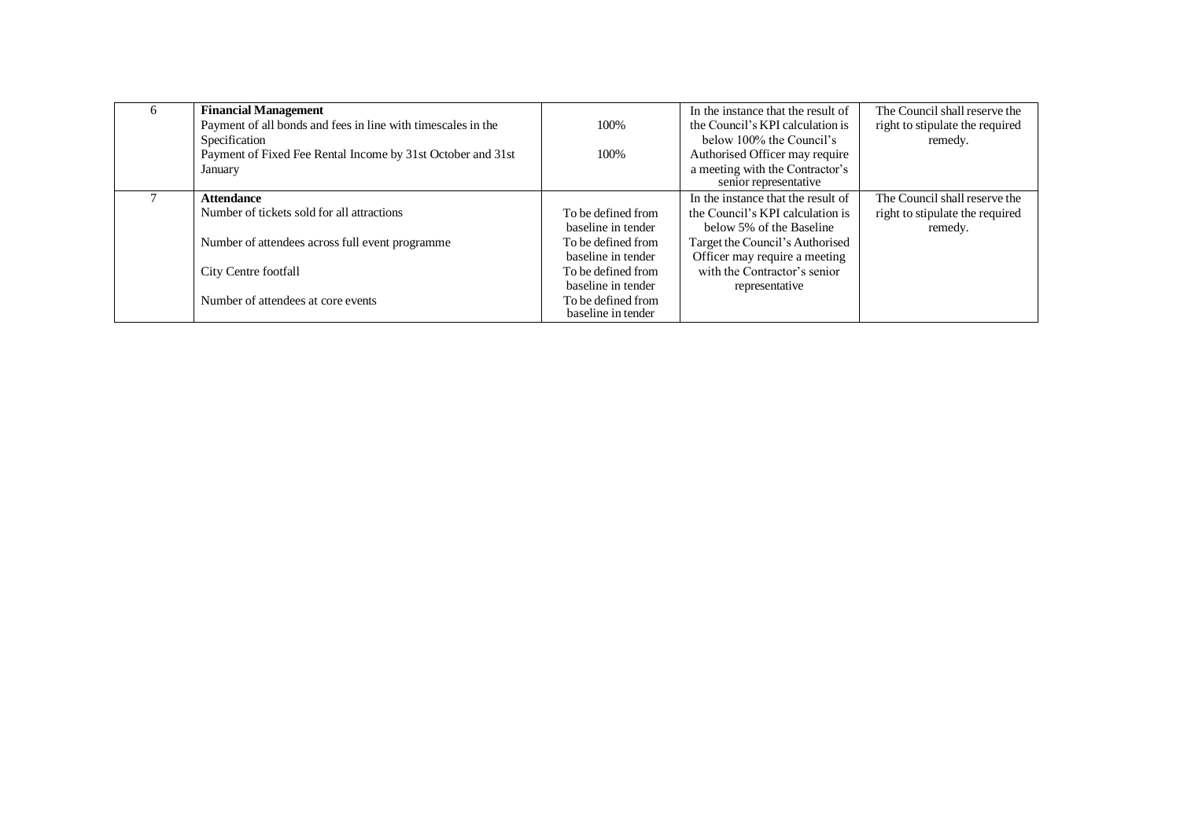| | | | | |
|---|---|---|---|---|
| 6 | **Financial Management**<br>Payment of all bonds and fees in line with timescales in the Specification<br>Payment of Fixed Fee Rental Income by 31st October and 31st January | <br>100%<br><br>100% | In the instance that the result of the Council's KPI calculation is below 100% the Council's Authorised Officer may require a meeting with the Contractor's senior representative | The Council shall reserve the right to stipulate the required remedy. |
| 7 | **Attendance**<br>Number of tickets sold for all attractions<br><br>Number of attendees across full event programme<br><br>City Centre footfall<br><br>Number of attendees at core events | <br>To be defined from baseline in tender<br>To be defined from baseline in tender<br>To be defined from baseline in tender<br>To be defined from baseline in tender | In the instance that the result of the Council's KPI calculation is below 5% of the Baseline Target the Council's Authorised Officer may require a meeting with the Contractor's senior representative | The Council shall reserve the right to stipulate the required remedy. |